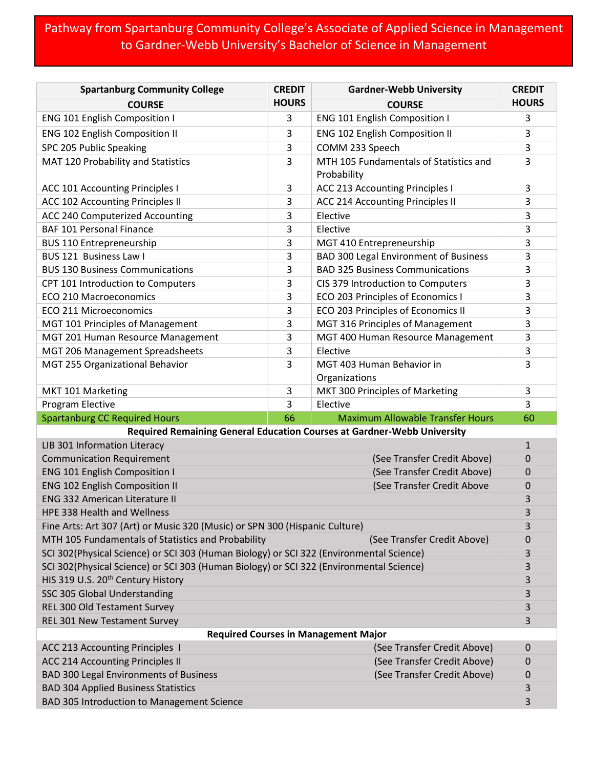# Pathway from Spartanburg Community College's Associate of Applied Science in Management to Gardner-Webb University's Bachelor of Science in Management

| Spartanburg Community College COURSE | CREDIT HOURS | Gardner-Webb University COURSE | CREDIT HOURS |
|---|---|---|---|
| ENG 101 English Composition I | 3 | ENG 101 English Composition I | 3 |
| ENG 102 English Composition II | 3 | ENG 102 English Composition II | 3 |
| SPC 205 Public Speaking | 3 | COMM 233 Speech | 3 |
| MAT 120 Probability and Statistics | 3 | MTH 105 Fundamentals of Statistics and Probability | 3 |
| ACC 101 Accounting Principles I | 3 | ACC 213 Accounting Principles I | 3 |
| ACC 102 Accounting Principles II | 3 | ACC 214 Accounting Principles II | 3 |
| ACC 240 Computerized Accounting | 3 | Elective | 3 |
| BAF 101 Personal Finance | 3 | Elective | 3 |
| BUS 110 Entrepreneurship | 3 | MGT 410 Entrepreneurship | 3 |
| BUS 121 Business Law I | 3 | BAD 300 Legal Environment of Business | 3 |
| BUS 130 Business Communications | 3 | BAD 325 Business Communications | 3 |
| CPT 101 Introduction to Computers | 3 | CIS 379 Introduction to Computers | 3 |
| ECO 210 Macroeconomics | 3 | ECO 203 Principles of Economics I | 3 |
| ECO 211 Microeconomics | 3 | ECO 203 Principles of Economics II | 3 |
| MGT 101 Principles of Management | 3 | MGT 316 Principles of Management | 3 |
| MGT 201 Human Resource Management | 3 | MGT 400 Human Resource Management | 3 |
| MGT 206 Management Spreadsheets | 3 | Elective | 3 |
| MGT 255 Organizational Behavior | 3 | MGT 403 Human Behavior in Organizations | 3 |
| MKT 101 Marketing | 3 | MKT 300 Principles of Marketing | 3 |
| Program Elective | 3 | Elective | 3 |
| Spartanburg CC Required Hours | 66 | Maximum Allowable Transfer Hours | 60 |

**Required Remaining General Education Courses at Gardner-Webb University**

| Course | | Credit Hours |
|---|---|---|
| LIB 301 Information Literacy | | 1 |
| Communication Requirement | (See Transfer Credit Above) | 0 |
| ENG 101 English Composition I | (See Transfer Credit Above) | 0 |
| ENG 102 English Composition II | (See Transfer Credit Above | 0 |
| ENG 332 American Literature II | | 3 |
| HPE 338 Health and Wellness | | 3 |
| Fine Arts: Art 307 (Art) or Music 320 (Music) or SPN 300 (Hispanic Culture) | | 3 |
| MTH 105 Fundamentals of Statistics and Probability | (See Transfer Credit Above) | 0 |
| SCI 302(Physical Science) or SCI 303 (Human Biology) or SCI 322 (Environmental Science) | | 3 |
| SCI 302(Physical Science) or SCI 303 (Human Biology) or SCI 322 (Environmental Science) | | 3 |
| HIS 319 U.S. 20th Century History | | 3 |
| SSC 305 Global Understanding | | 3 |
| REL 300 Old Testament Survey | | 3 |
| REL 301 New Testament Survey | | 3 |

**Required Courses in Management Major**

| Course | | Credit Hours |
|---|---|---|
| ACC 213 Accounting Principles I | (See Transfer Credit Above) | 0 |
| ACC 214 Accounting Principles II | (See Transfer Credit Above) | 0 |
| BAD 300 Legal Environments of Business | (See Transfer Credit Above) | 0 |
| BAD 304 Applied Business Statistics | | 3 |
| BAD 305 Introduction to Management Science | | 3 |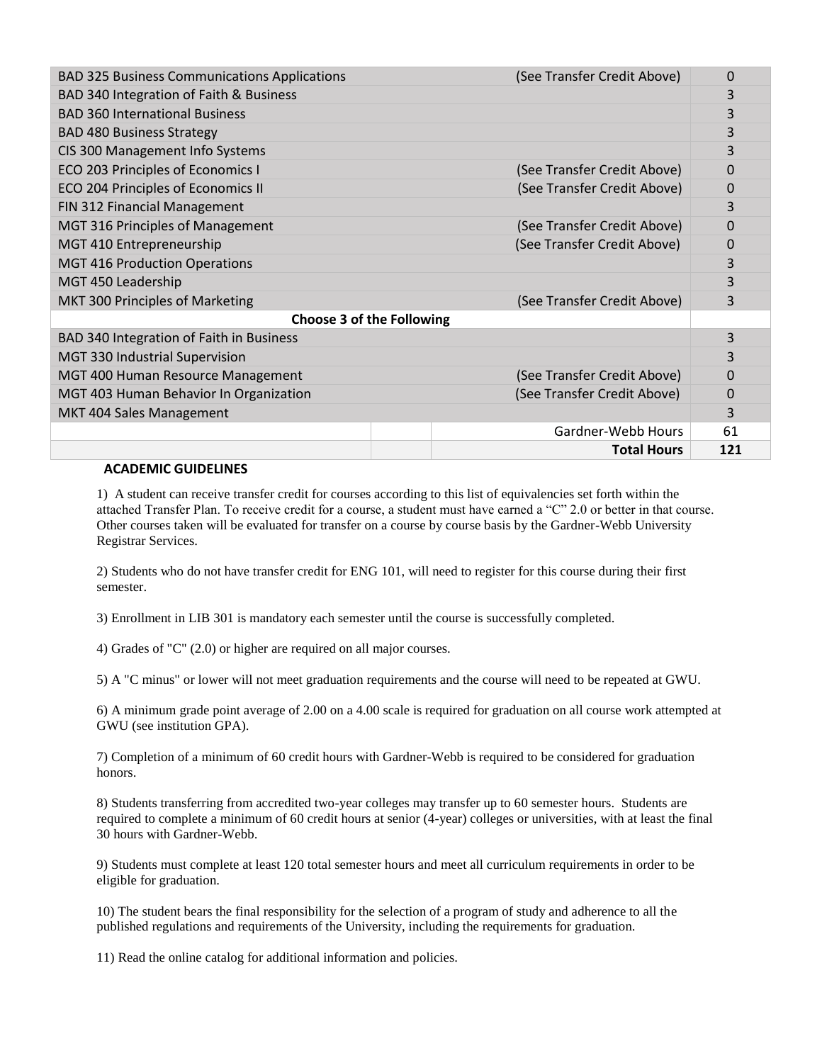| | | |
|---|---|---|
| BAD 325 Business Communications Applications | (See Transfer Credit Above) | 0 |
| BAD 340 Integration of Faith & Business | | 3 |
| BAD 360 International Business | | 3 |
| BAD 480 Business Strategy | | 3 |
| CIS 300 Management Info Systems | | 3 |
| ECO 203 Principles of Economics I | (See Transfer Credit Above) | 0 |
| ECO 204 Principles of Economics II | (See Transfer Credit Above) | 0 |
| FIN 312 Financial Management | | 3 |
| MGT 316 Principles of Management | (See Transfer Credit Above) | 0 |
| MGT 410 Entrepreneurship | (See Transfer Credit Above) | 0 |
| MGT 416 Production Operations | | 3 |
| MGT 450 Leadership | | 3 |
| MKT 300 Principles of Marketing | (See Transfer Credit Above) | 3 |
| **Choose 3 of the Following** | | |
| BAD 340 Integration of Faith in Business | | 3 |
| MGT 330 Industrial Supervision | | 3 |
| MGT 400 Human Resource Management | (See Transfer Credit Above) | 0 |
| MGT 403 Human Behavior In Organization | (See Transfer Credit Above) | 0 |
| MKT 404 Sales Management | | 3 |
| | Gardner-Webb Hours | 61 |
| | **Total Hours** | **121** |

**ACADEMIC GUIDELINES**

1) A student can receive transfer credit for courses according to this list of equivalencies set forth within the attached Transfer Plan. To receive credit for a course, a student must have earned a "C" 2.0 or better in that course. Other courses taken will be evaluated for transfer on a course by course basis by the Gardner-Webb University Registrar Services.

2) Students who do not have transfer credit for ENG 101, will need to register for this course during their first semester.

3) Enrollment in LIB 301 is mandatory each semester until the course is successfully completed.

4) Grades of "C" (2.0) or higher are required on all major courses.

5) A "C minus" or lower will not meet graduation requirements and the course will need to be repeated at GWU.

6) A minimum grade point average of 2.00 on a 4.00 scale is required for graduation on all course work attempted at GWU (see institution GPA).

7) Completion of a minimum of 60 credit hours with Gardner-Webb is required to be considered for graduation honors.

8) Students transferring from accredited two-year colleges may transfer up to 60 semester hours. Students are required to complete a minimum of 60 credit hours at senior (4-year) colleges or universities, with at least the final 30 hours with Gardner-Webb.

9) Students must complete at least 120 total semester hours and meet all curriculum requirements in order to be eligible for graduation.

10) The student bears the final responsibility for the selection of a program of study and adherence to all the published regulations and requirements of the University, including the requirements for graduation.

11) Read the online catalog for additional information and policies.